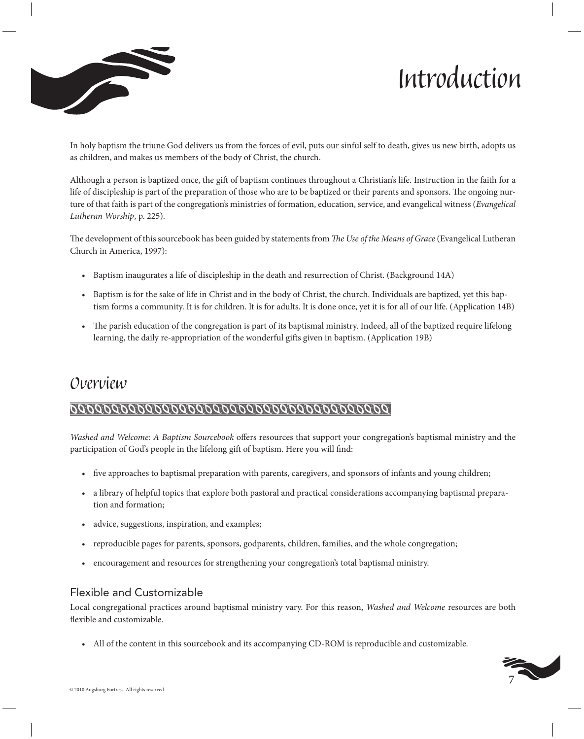# Introduction

In holy baptism the triune God delivers us from the forces of evil, puts our sinful self to death, gives us new birth, adopts us as children, and makes us members of the body of Christ, the church.

Although a person is baptized once, the gift of baptism continues throughout a Christian's life. Instruction in the faith for a life of discipleship is part of the preparation of those who are to be baptized or their parents and sponsors. The ongoing nurture of that faith is part of the congregation's ministries of formation, education, service, and evangelical witness (*Evangelical Lutheran Worship*, p. 225).

The development of this sourcebook has been guided by statements from *The Use of the Means of Grace* (Evangelical Lutheran Church in America, 1997):

- Baptism inaugurates a life of discipleship in the death and resurrection of Christ. (Background 14A)
- Baptism is for the sake of life in Christ and in the body of Christ, the church. Individuals are baptized, yet this baptism forms a community. It is for children. It is for adults. It is done once, yet it is for all of our life. (Application 14B)
- The parish education of the congregation is part of its baptismal ministry. Indeed, all of the baptized require lifelong learning, the daily re-appropriation of the wonderful gifts given in baptism. (Application 19B)

## Overview

*Washed and Welcome: A Baptism Sourcebook* offers resources that support your congregation's baptismal ministry and the participation of God's people in the lifelong gift of baptism. Here you will find:

- five approaches to baptismal preparation with parents, caregivers, and sponsors of infants and young children;
- a library of helpful topics that explore both pastoral and practical considerations accompanying baptismal preparation and formation;
- advice, suggestions, inspiration, and examples;
- reproducible pages for parents, sponsors, godparents, children, families, and the whole congregation;
- encouragement and resources for strengthening your congregation's total baptismal ministry.

### Flexible and Customizable

Local congregational practices around baptismal ministry vary. For this reason, *Washed and Welcome* resources are both flexible and customizable.

- All of the content in this sourcebook and its accompanying CD-ROM is reproducible and customizable.

© 2010 Augsburg Fortress. All rights reserved.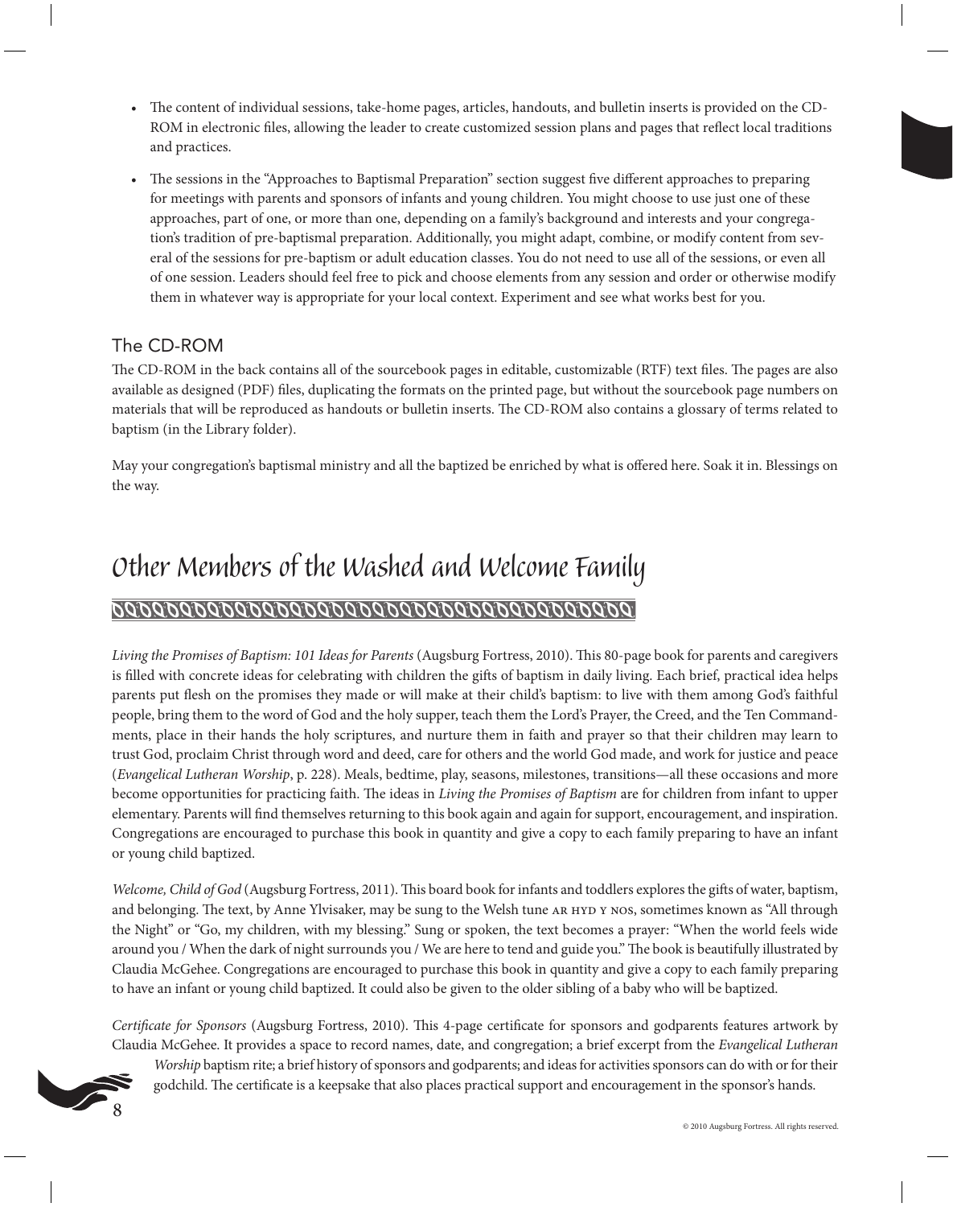- The content of individual sessions, take-home pages, articles, handouts, and bulletin inserts is provided on the CD-ROM in electronic files, allowing the leader to create customized session plans and pages that reflect local traditions and practices.
- The sessions in the "Approaches to Baptismal Preparation" section suggest five different approaches to preparing for meetings with parents and sponsors of infants and young children. You might choose to use just one of these approaches, part of one, or more than one, depending on a family's background and interests and your congregation's tradition of pre-baptismal preparation. Additionally, you might adapt, combine, or modify content from several of the sessions for pre-baptism or adult education classes. You do not need to use all of the sessions, or even all of one session. Leaders should feel free to pick and choose elements from any session and order or otherwise modify them in whatever way is appropriate for your local context. Experiment and see what works best for you.

### The CD-ROM

The CD-ROM in the back contains all of the sourcebook pages in editable, customizable (RTF) text files. The pages are also available as designed (PDF) files, duplicating the formats on the printed page, but without the sourcebook page numbers on materials that will be reproduced as handouts or bulletin inserts. The CD-ROM also contains a glossary of terms related to baptism (in the Library folder).

May your congregation's baptismal ministry and all the baptized be enriched by what is offered here. Soak it in. Blessings on the way.

## Other Members of the Washed and Welcome Family

*Living the Promises of Baptism: 101 Ideas for Parents* (Augsburg Fortress, 2010). This 80-page book for parents and caregivers is filled with concrete ideas for celebrating with children the gifts of baptism in daily living. Each brief, practical idea helps parents put flesh on the promises they made or will make at their child's baptism: to live with them among God's faithful people, bring them to the word of God and the holy supper, teach them the Lord's Prayer, the Creed, and the Ten Commandments, place in their hands the holy scriptures, and nurture them in faith and prayer so that their children may learn to trust God, proclaim Christ through word and deed, care for others and the world God made, and work for justice and peace (*Evangelical Lutheran Worship*, p. 228). Meals, bedtime, play, seasons, milestones, transitions—all these occasions and more become opportunities for practicing faith. The ideas in *Living the Promises of Baptism* are for children from infant to upper elementary. Parents will find themselves returning to this book again and again for support, encouragement, and inspiration. Congregations are encouraged to purchase this book in quantity and give a copy to each family preparing to have an infant or young child baptized.

*Welcome, Child of God* (Augsburg Fortress, 2011). This board book for infants and toddlers explores the gifts of water, baptism, and belonging. The text, by Anne Ylvisaker, may be sung to the Welsh tune AR HYD Y NOS, sometimes known as "All through the Night" or "Go, my children, with my blessing." Sung or spoken, the text becomes a prayer: "When the world feels wide around you / When the dark of night surrounds you / We are here to tend and guide you." The book is beautifully illustrated by Claudia McGehee. Congregations are encouraged to purchase this book in quantity and give a copy to each family preparing to have an infant or young child baptized. It could also be given to the older sibling of a baby who will be baptized.

*Certificate for Sponsors* (Augsburg Fortress, 2010). This 4-page certificate for sponsors and godparents features artwork by Claudia McGehee. It provides a space to record names, date, and congregation; a brief excerpt from the *Evangelical Lutheran Worship* baptism rite; a brief history of sponsors and godparents; and ideas for activities sponsors can do with or for their godchild. The certificate is a keepsake that also places practical support and encouragement in the sponsor's hands.